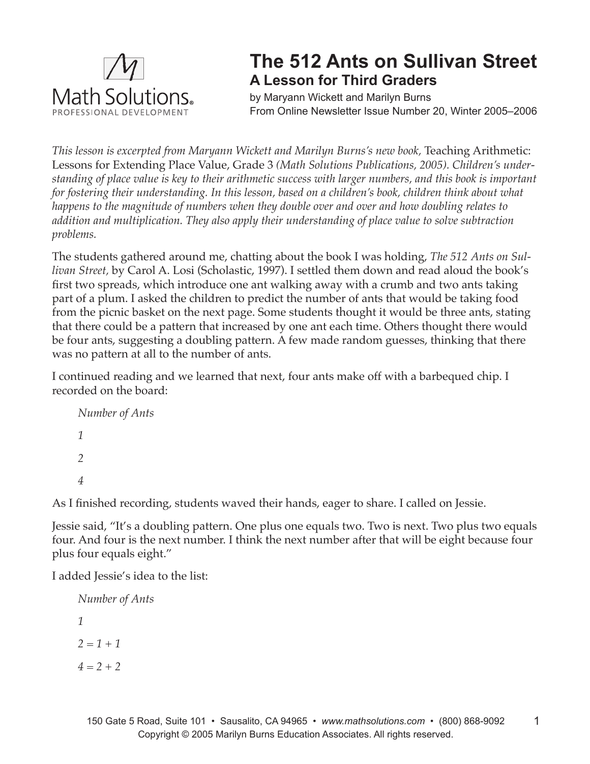Math Solutions
PROFESSIONAL DEVELOPMENT

# The 512 Ants on Sullivan Street

## A Lesson for Third Graders

by Maryann Wickett and Marilyn Burns
From Online Newsletter Issue Number 20, Winter 2005–2006

*This lesson is excerpted from Maryann Wickett and Marilyn Burns's new book,* Teaching Arithmetic: Lessons for Extending Place Value, Grade 3 *(Math Solutions Publications, 2005). Children's understanding of place value is key to their arithmetic success with larger numbers, and this book is important for fostering their understanding. In this lesson, based on a children's book, children think about what happens to the magnitude of numbers when they double over and over and how doubling relates to addition and multiplication. They also apply their understanding of place value to solve subtraction problems.*

The students gathered around me, chatting about the book I was holding, *The 512 Ants on Sullivan Street,* by Carol A. Losi (Scholastic, 1997). I settled them down and read aloud the book's first two spreads, which introduce one ant walking away with a crumb and two ants taking part of a plum. I asked the children to predict the number of ants that would be taking food from the picnic basket on the next page. Some students thought it would be three ants, stating that there could be a pattern that increased by one ant each time. Others thought there would be four ants, suggesting a doubling pattern. A few made random guesses, thinking that there was no pattern at all to the number of ants.

I continued reading and we learned that next, four ants make off with a barbequed chip. I recorded on the board:

*Number of Ants*

*1*

*2*

*4*

As I finished recording, students waved their hands, eager to share. I called on Jessie.

Jessie said, "It's a doubling pattern. One plus one equals two. Two is next. Two plus two equals four. And four is the next number. I think the next number after that will be eight because four plus four equals eight."

I added Jessie's idea to the list:

*Number of Ants*

*1*

$2 = 1 + 1$

$4 = 2 + 2$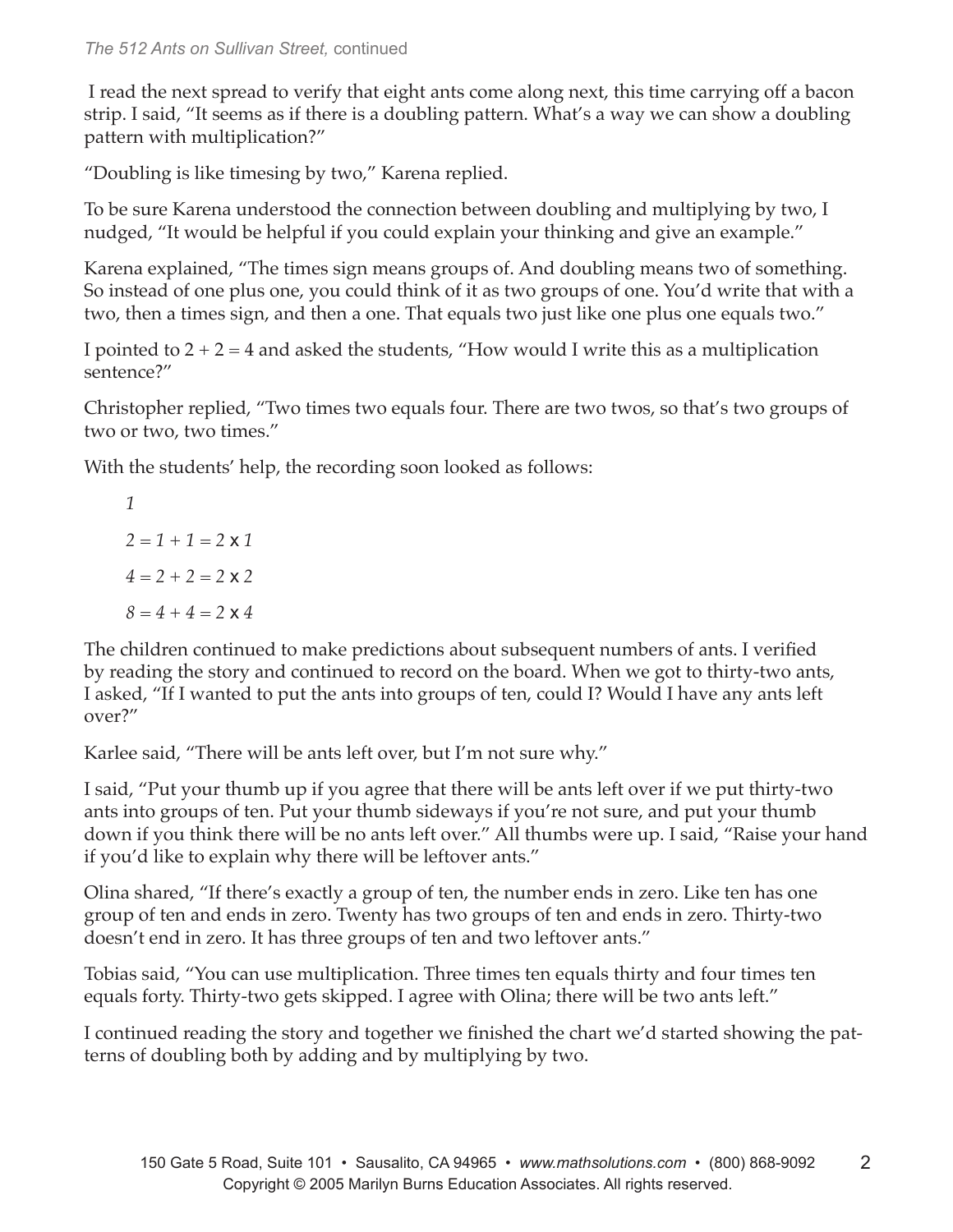I read the next spread to verify that eight ants come along next, this time carrying off a bacon strip. I said, "It seems as if there is a doubling pattern. What's a way we can show a doubling pattern with multiplication?"

"Doubling is like timesing by two," Karena replied.

To be sure Karena understood the connection between doubling and multiplying by two, I nudged, "It would be helpful if you could explain your thinking and give an example."

Karena explained, "The times sign means groups of. And doubling means two of something. So instead of one plus one, you could think of it as two groups of one. You'd write that with a two, then a times sign, and then a one. That equals two just like one plus one equals two."

I pointed to $2 + 2 = 4$ and asked the students, "How would I write this as a multiplication sentence?"

Christopher replied, "Two times two equals four. There are two twos, so that's two groups of two or two, two times."

With the students' help, the recording soon looked as follows:

$1$

$2 = 1 + 1 = 2 \times 1$

$4 = 2 + 2 = 2 \times 2$

$8 = 4 + 4 = 2 \times 4$

The children continued to make predictions about subsequent numbers of ants. I verified by reading the story and continued to record on the board. When we got to thirty-two ants, I asked, "If I wanted to put the ants into groups of ten, could I? Would I have any ants left over?"

Karlee said, "There will be ants left over, but I'm not sure why."

I said, "Put your thumb up if you agree that there will be ants left over if we put thirty-two ants into groups of ten. Put your thumb sideways if you're not sure, and put your thumb down if you think there will be no ants left over." All thumbs were up. I said, "Raise your hand if you'd like to explain why there will be leftover ants."

Olina shared, "If there's exactly a group of ten, the number ends in zero. Like ten has one group of ten and ends in zero. Twenty has two groups of ten and ends in zero. Thirty-two doesn't end in zero. It has three groups of ten and two leftover ants."

Tobias said, "You can use multiplication. Three times ten equals thirty and four times ten equals forty. Thirty-two gets skipped. I agree with Olina; there will be two ants left."

I continued reading the story and together we finished the chart we'd started showing the patterns of doubling both by adding and by multiplying by two.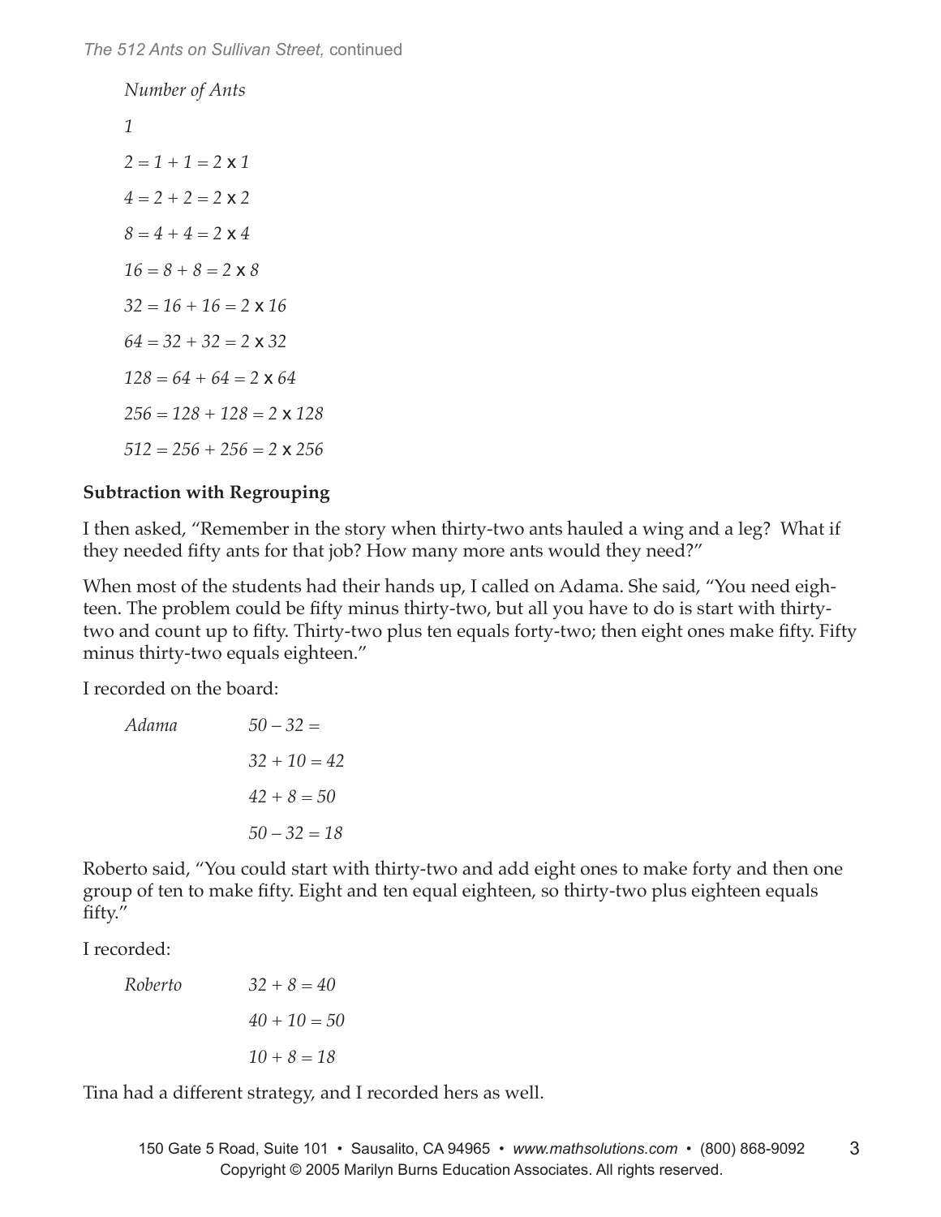*Number of Ants*

*1*

$2 = 1 + 1 = 2 \times 1$

$4 = 2 + 2 = 2 \times 2$

$8 = 4 + 4 = 2 \times 4$

$16 = 8 + 8 = 2 \times 8$

$32 = 16 + 16 = 2 \times 16$

$64 = 32 + 32 = 2 \times 32$

$128 = 64 + 64 = 2 \times 64$

$256 = 128 + 128 = 2 \times 128$

$512 = 256 + 256 = 2 \times 256$

**Subtraction with Regrouping**

I then asked, "Remember in the story when thirty-two ants hauled a wing and a leg? What if they needed fifty ants for that job? How many more ants would they need?"

When most of the students had their hands up, I called on Adama. She said, "You need eighteen. The problem could be fifty minus thirty-two, but all you have to do is start with thirty-two and count up to fifty. Thirty-two plus ten equals forty-two; then eight ones make fifty. Fifty minus thirty-two equals eighteen."

I recorded on the board:

*Adama*

$50 - 32 =$

$32 + 10 = 42$

$42 + 8 = 50$

$50 - 32 = 18$

Roberto said, "You could start with thirty-two and add eight ones to make forty and then one group of ten to make fifty. Eight and ten equal eighteen, so thirty-two plus eighteen equals fifty."

I recorded:

*Roberto*

$32 + 8 = 40$

$40 + 10 = 50$

$10 + 8 = 18$

Tina had a different strategy, and I recorded hers as well.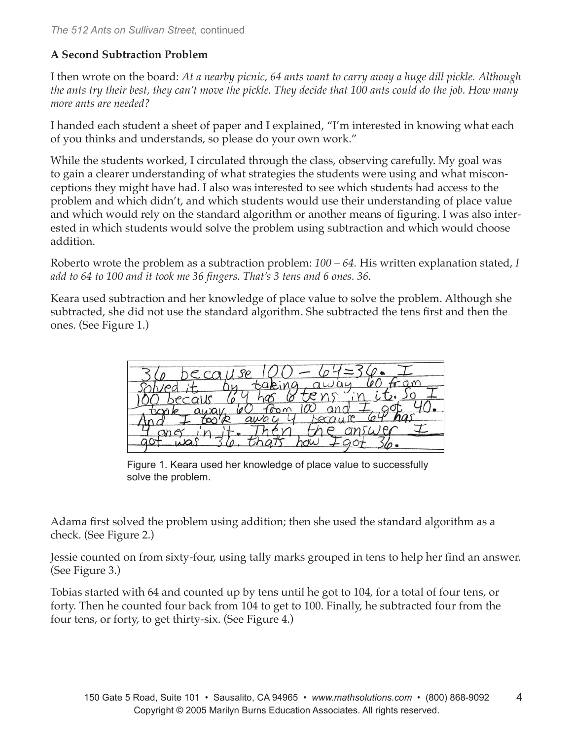## A Second Subtraction Problem

I then wrote on the board: *At a nearby picnic, 64 ants want to carry away a huge dill pickle. Although the ants try their best, they can't move the pickle. They decide that 100 ants could do the job. How many more ants are needed?*

I handed each student a sheet of paper and I explained, "I'm interested in knowing what each of you thinks and understands, so please do your own work."

While the students worked, I circulated through the class, observing carefully. My goal was to gain a clearer understanding of what strategies the students were using and what misconceptions they might have had. I also was interested to see which students had access to the problem and which didn't, and which students would use their understanding of place value and which would rely on the standard algorithm or another means of figuring. I was also interested in which students would solve the problem using subtraction and which would choose addition.

Roberto wrote the problem as a subtraction problem: *100 – 64.* His written explanation stated, *I add to 64 to 100 and it took me 36 fingers. That's 3 tens and 6 ones. 36.*

Keara used subtraction and her knowledge of place value to solve the problem. Although she subtracted, she did not use the standard algorithm. She subtracted the tens first and then the ones. (See Figure 1.)

36 because 100 – 64 = 36. I solved it by taking away 60 from 100 becaus 64 has 6 tens in it. So I took away 60 from 100 and I got 40. And I took away 4 because 64 has 4 ones in it. Then the answer I got was 36. thats how I got 36.

Figure 1. Keara used her knowledge of place value to successfully solve the problem.

Adama first solved the problem using addition; then she used the standard algorithm as a check. (See Figure 2.)

Jessie counted on from sixty-four, using tally marks grouped in tens to help her find an answer. (See Figure 3.)

Tobias started with 64 and counted up by tens until he got to 104, for a total of four tens, or forty. Then he counted four back from 104 to get to 100. Finally, he subtracted four from the four tens, or forty, to get thirty-six. (See Figure 4.)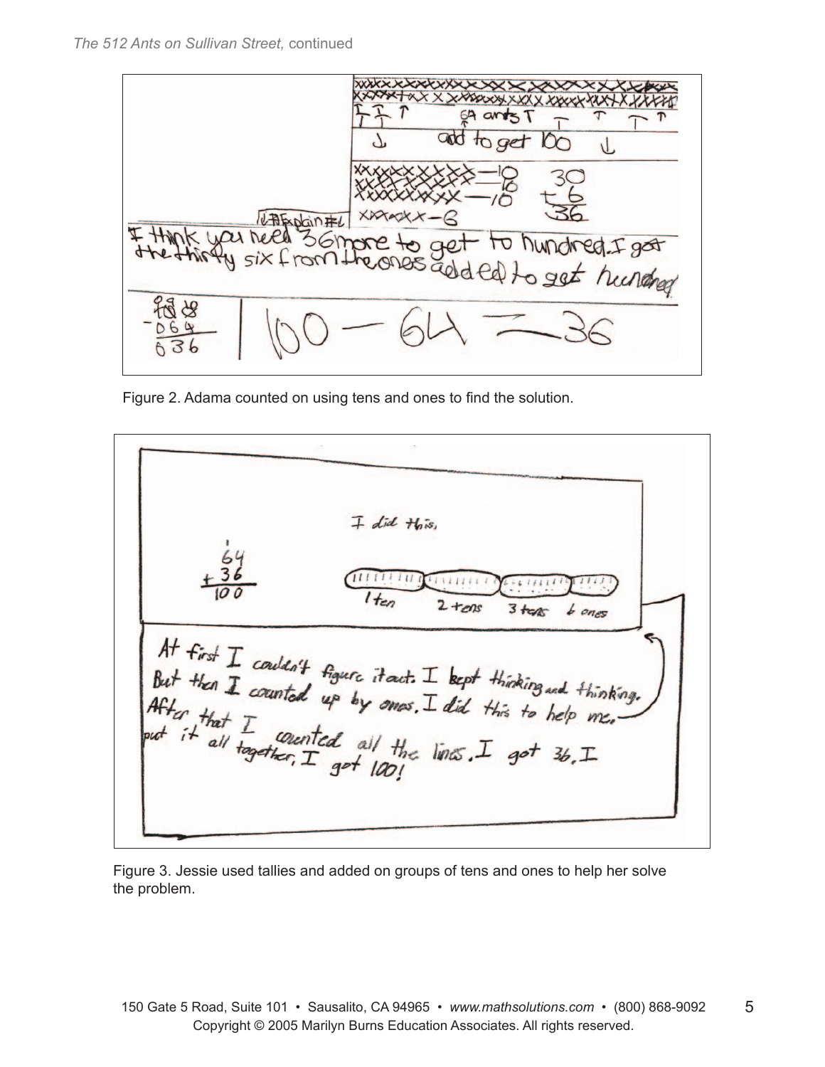Figure 2. Adama counted on using tens and ones to find the solution.

Figure 3. Jessie used tallies and added on groups of tens and ones to help her solve the problem.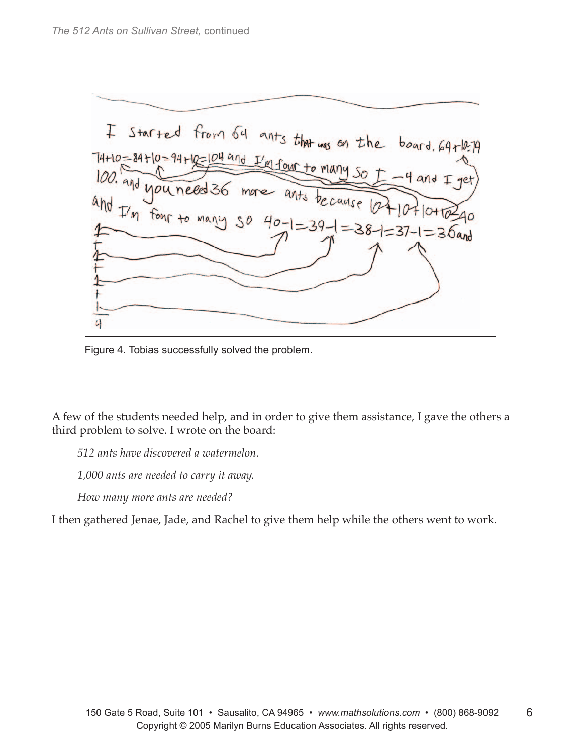I started from 64 ants that was on the board. 64+10=74
74+10=84+10=94+10=104 and I'm four to many so I −4 and I get 100. and you need 36 more ants because 10+10+10+10=40 and I'm four to many so 40−1=39−1=38−1=37−1=36 and
1+1+1+1 = 4

Figure 4. Tobias successfully solved the problem.

A few of the students needed help, and in order to give them assistance, I gave the others a third problem to solve. I wrote on the board:

> *512 ants have discovered a watermelon.*
>
> *1,000 ants are needed to carry it away.*
>
> *How many more ants are needed?*

I then gathered Jenae, Jade, and Rachel to give them help while the others went to work.